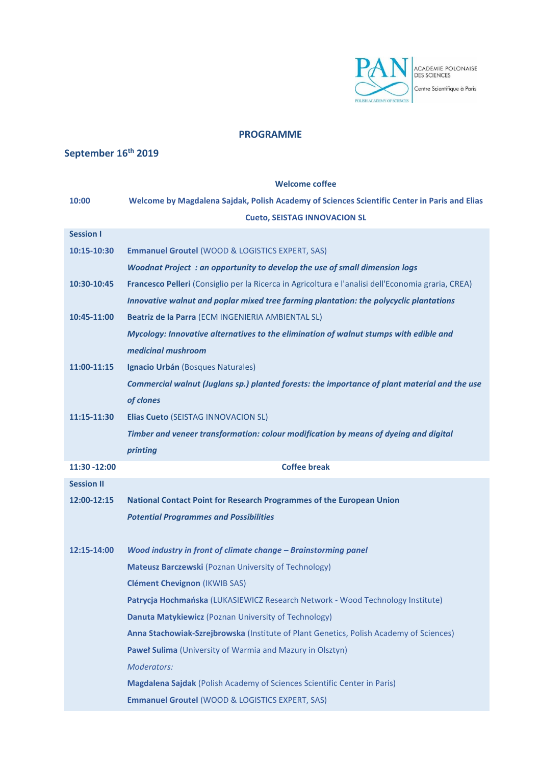ACADEMIE POLONAISE DES SCIENCES
Centre Scientifique à Paris

# PROGRAMME

## September 16th 2019

| | |
|---|---|
| | **Welcome coffee** |
| **10:00** | **Welcome by Magdalena Sajdak, Polish Academy of Sciences Scientific Center in Paris and Elias Cueto, SEISTAG INNOVACION SL** |
| **Session I** | |
| **10:15-10:30** | **Emmanuel Groutel** (WOOD & LOGISTICS EXPERT, SAS)<br>***Woodnat Project : an opportunity to develop the use of small dimension logs*** |
| **10:30-10:45** | **Francesco Pelleri** (Consiglio per la Ricerca in Agricoltura e l'analisi dell'Economia graria, CREA)<br>***Innovative walnut and poplar mixed tree farming plantation: the polycyclic plantations*** |
| **10:45-11:00** | **Beatriz de la Parra** (ECM INGENIERIA AMBIENTAL SL)<br>***Mycology: Innovative alternatives to the elimination of walnut stumps with edible and medicinal mushroom*** |
| **11:00-11:15** | **Ignacio Urbán** (Bosques Naturales)<br>***Commercial walnut (Juglans sp.) planted forests: the importance of plant material and the use of clones*** |
| **11:15-11:30** | **Elias Cueto** (SEISTAG INNOVACION SL)<br>***Timber and veneer transformation: colour modification by means of dyeing and digital printing*** |
| **11:30 -12:00** | **Coffee break** |
| **Session II** | |
| **12:00-12:15** | **National Contact Point for Research Programmes of the European Union**<br>***Potential Programmes and Possibilities*** |
| **12:15-14:00** | ***Wood industry in front of climate change – Brainstorming panel***<br>**Mateusz Barczewski** (Poznan University of Technology)<br>**Clément Chevignon** (IKWIB SAS)<br>**Patrycja Hochmańska** (LUKASIEWICZ Research Network - Wood Technology Institute)<br>**Danuta Matykiewicz** (Poznan University of Technology)<br>**Anna Stachowiak-Szrejbrowska** (Institute of Plant Genetics, Polish Academy of Sciences)<br>**Paweł Sulima** (University of Warmia and Mazury in Olsztyn)<br>*Moderators:*<br>**Magdalena Sajdak** (Polish Academy of Sciences Scientific Center in Paris)<br>**Emmanuel Groutel** (WOOD & LOGISTICS EXPERT, SAS) |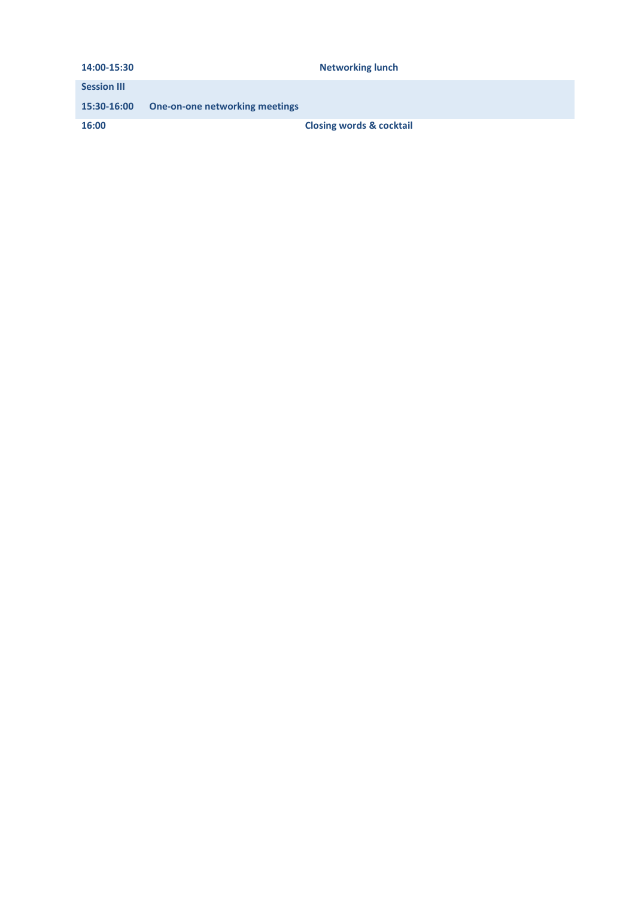| | |
|---|---|
| **14:00-15:30** | **Networking lunch** |
| **Session III** | |
| **15:30-16:00** | **One-on-one networking meetings** |
| **16:00** | **Closing words & cocktail** |